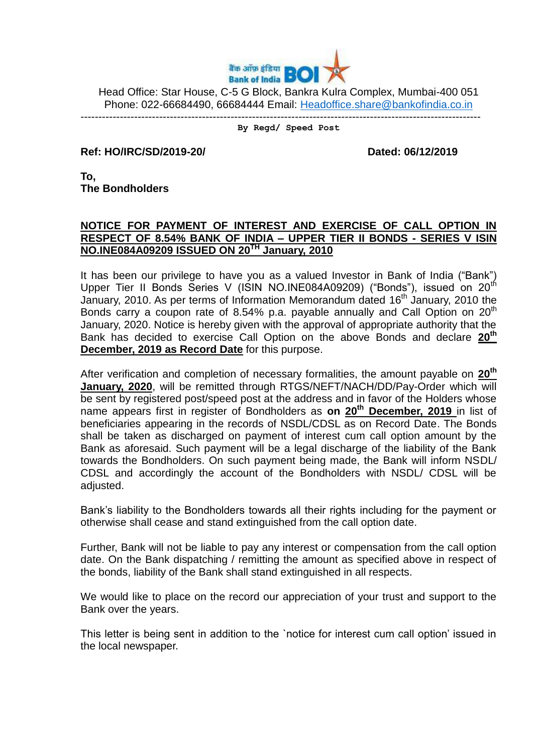बैंक ऑफ़ इंडिया Bank of India BOI

Head Office: Star House, C-5 G Block, Bankra Kulra Complex, Mumbai-400 051
Phone: 022-66684490, 66684444 Email: Headoffice.share@bankofindia.co.in

---

By Regd/ Speed Post

**Ref: HO/IRC/SD/2019-20/** **Dated: 06/12/2019**

**To,**
**The Bondholders**

**NOTICE FOR PAYMENT OF INTEREST AND EXERCISE OF CALL OPTION IN RESPECT OF 8.54% BANK OF INDIA – UPPER TIER II BONDS - SERIES V ISIN NO.INE084A09209 ISSUED ON 20TH January, 2010**

It has been our privilege to have you as a valued Investor in Bank of India ("Bank") Upper Tier II Bonds Series V (ISIN NO.INE084A09209) ("Bonds"), issued on 20th January, 2010. As per terms of Information Memorandum dated 16th January, 2010 the Bonds carry a coupon rate of 8.54% p.a. payable annually and Call Option on 20th January, 2020. Notice is hereby given with the approval of appropriate authority that the Bank has decided to exercise Call Option on the above Bonds and declare **20th December, 2019 as Record Date** for this purpose.

After verification and completion of necessary formalities, the amount payable on **20th January, 2020**, will be remitted through RTGS/NEFT/NACH/DD/Pay-Order which will be sent by registered post/speed post at the address and in favor of the Holders whose name appears first in register of Bondholders as **on 20th December, 2019** in list of beneficiaries appearing in the records of NSDL/CDSL as on Record Date. The Bonds shall be taken as discharged on payment of interest cum call option amount by the Bank as aforesaid. Such payment will be a legal discharge of the liability of the Bank towards the Bondholders. On such payment being made, the Bank will inform NSDL/ CDSL and accordingly the account of the Bondholders with NSDL/ CDSL will be adjusted.

Bank's liability to the Bondholders towards all their rights including for the payment or otherwise shall cease and stand extinguished from the call option date.

Further, Bank will not be liable to pay any interest or compensation from the call option date. On the Bank dispatching / remitting the amount as specified above in respect of the bonds, liability of the Bank shall stand extinguished in all respects.

We would like to place on the record our appreciation of your trust and support to the Bank over the years.

This letter is being sent in addition to the `notice for interest cum call option' issued in the local newspaper.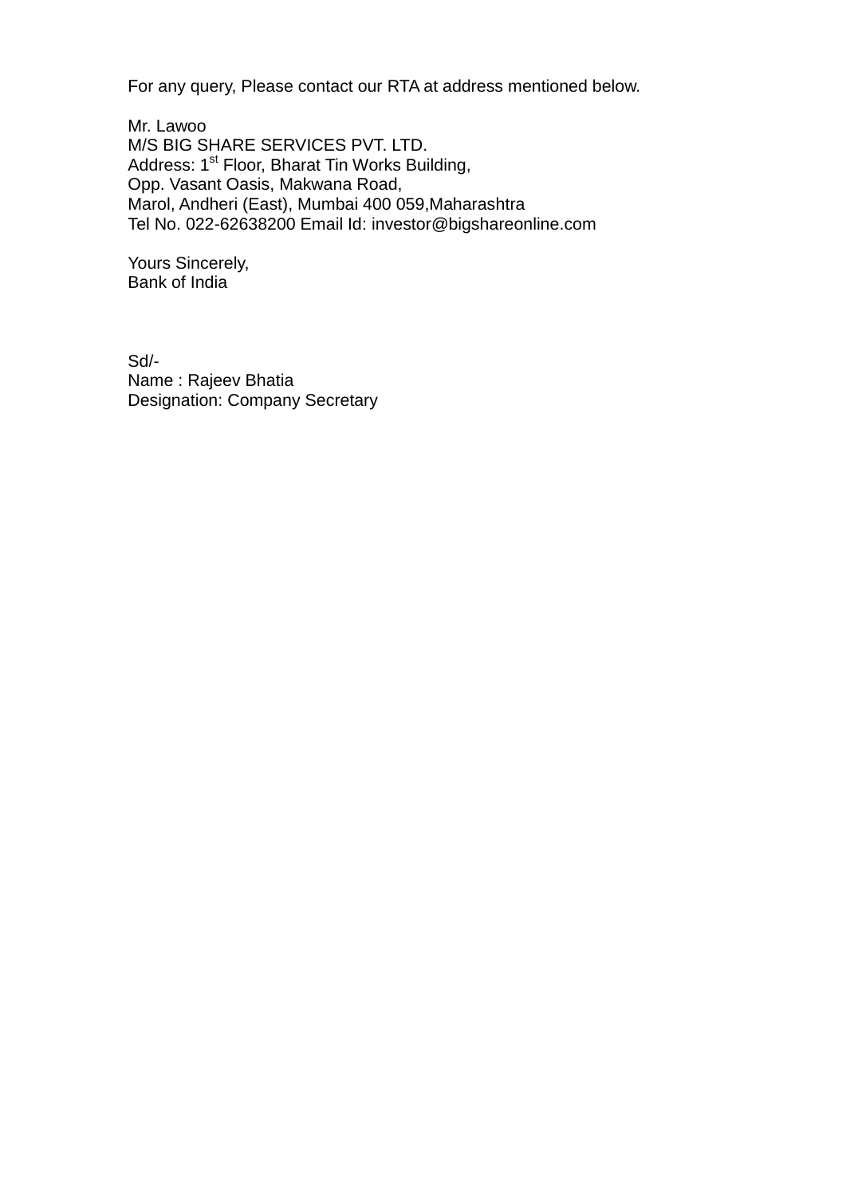For any query, Please contact our RTA at address mentioned below.

Mr. Lawoo  
M/S BIG SHARE SERVICES PVT. LTD.  
Address: 1st Floor, Bharat Tin Works Building,  
Opp. Vasant Oasis, Makwana Road,  
Marol, Andheri (East), Mumbai 400 059,Maharashtra  
Tel No. 022-62638200 Email Id: investor@bigshareonline.com

Yours Sincerely,  
Bank of India

Sd/-  
Name : Rajeev Bhatia  
Designation: Company Secretary